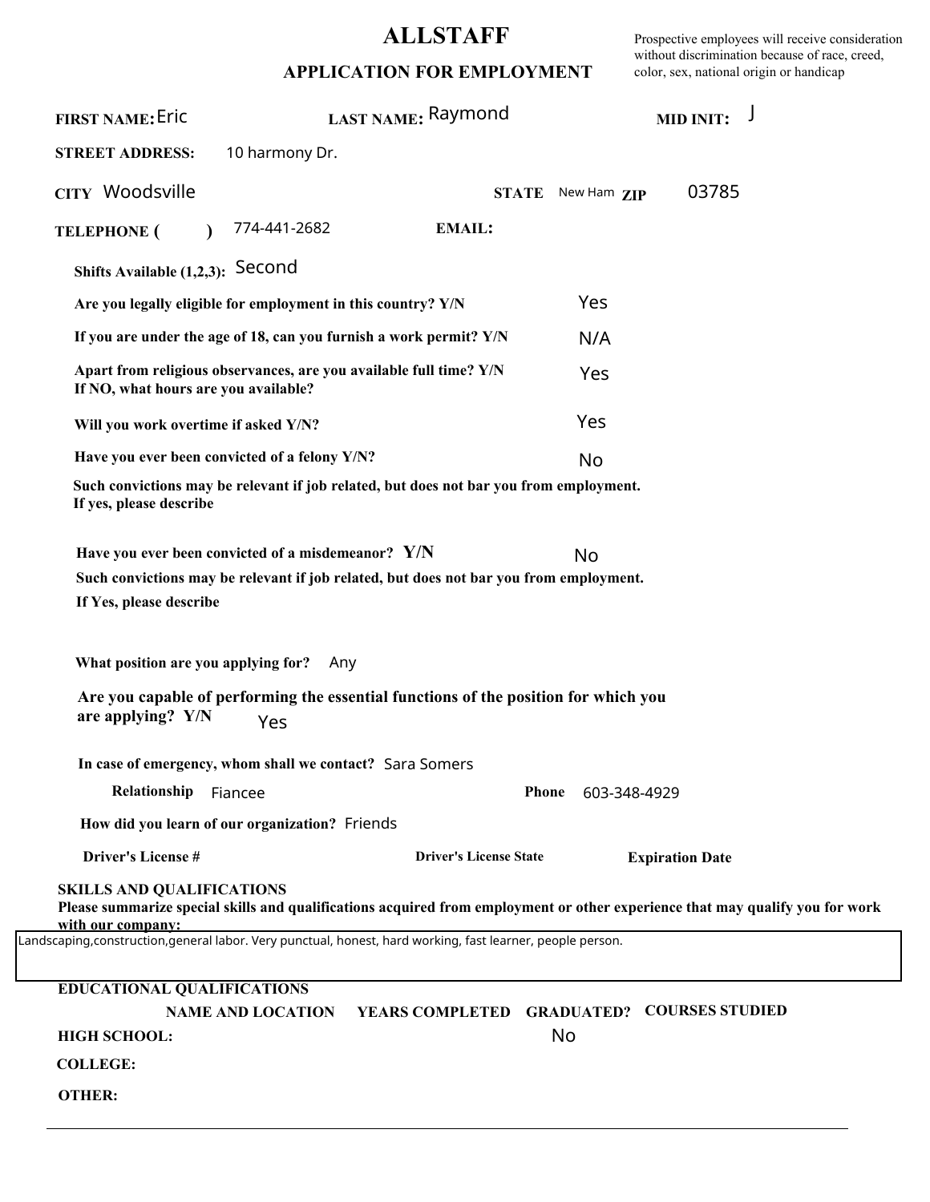# ALLSTAFF

## APPLICATION FOR EMPLOYMENT

Prospective employees will receive consideration without discrimination because of race, creed, color, sex, national origin or handicap

**FIRST NAME:** Eric **LAST NAME:** Raymond **MID INIT:** J

**STREET ADDRESS:** 10 harmony Dr.

**CITY** Woodsville **STATE** New Ham **ZIP** 03785

**TELEPHONE ( )** 774-441-2682 **EMAIL:**

**Shifts Available (1,2,3):** Second

**Are you legally eligible for employment in this country? Y/N** Yes

**If you are under the age of 18, can you furnish a work permit? Y/N** N/A

**Apart from religious observances, are you available full time? Y/N** Yes
**If NO, what hours are you available?**

**Will you work overtime if asked Y/N?** Yes

**Have you ever been convicted of a felony Y/N?** No

**Such convictions may be relevant if job related, but does not bar you from employment.**
**If yes, please describe**

**Have you ever been convicted of a misdemeanor? Y/N** No

**Such convictions may be relevant if job related, but does not bar you from employment.**
**If Yes, please describe**

**What position are you applying for?** Any

**Are you capable of performing the essential functions of the position for which you are applying? Y/N** Yes

**In case of emergency, whom shall we contact?** Sara Somers

**Relationship** Fiancee **Phone** 603-348-4929

**How did you learn of our organization?** Friends

**Driver's License #** **Driver's License State** **Expiration Date**

**SKILLS AND QUALIFICATIONS**
**Please summarize special skills and qualifications acquired from employment or other experience that may qualify you for work with our company:**

Landscaping,construction,general labor. Very punctual, honest, hard working, fast learner, people person.

**EDUCATIONAL QUALIFICATIONS**

| | NAME AND LOCATION | YEARS COMPLETED | GRADUATED? | COURSES STUDIED |
|---|---|---|---|---|
| **HIGH SCHOOL:** | | | No | |
| **COLLEGE:** | | | | |
| **OTHER:** | | | | |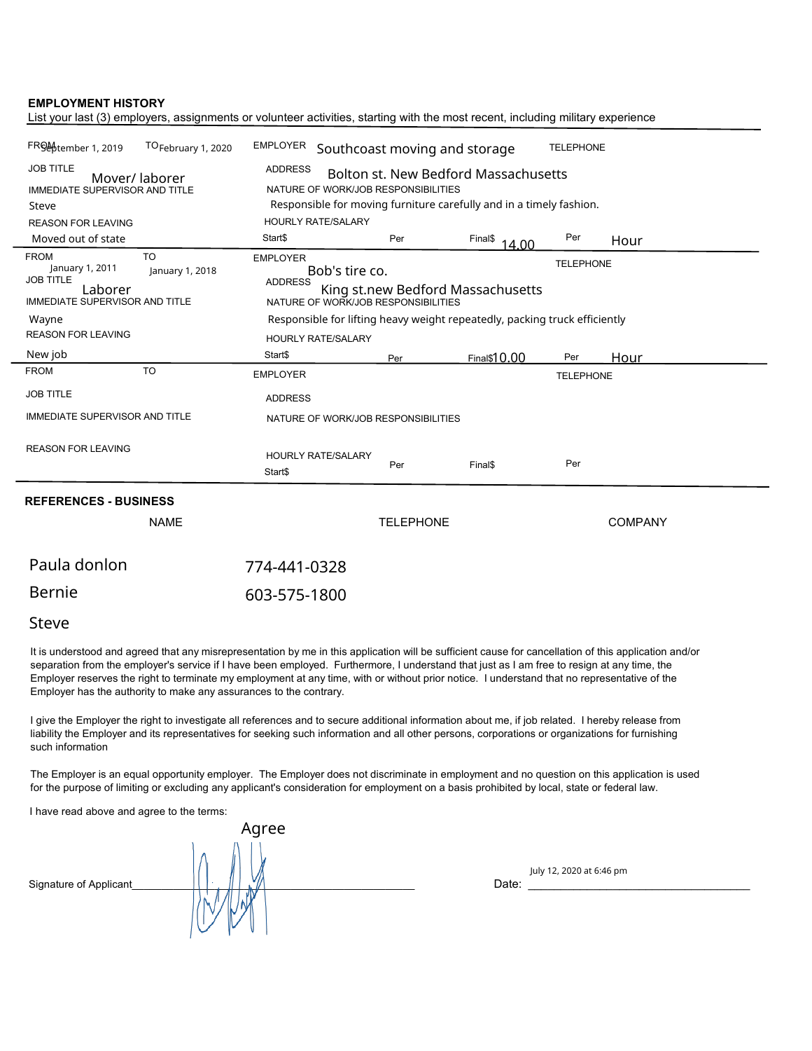## EMPLOYMENT HISTORY

List your last (3) employers, assignments or volunteer activities, starting with the most recent, including military experience

| | | | |
|---|---|---|---|
| FROM September 1, 2019 | TO February 1, 2020 | EMPLOYER Southcoast moving and storage | TELEPHONE |
| JOB TITLE Mover/ laborer | | ADDRESS Bolton st. New Bedford Massachusetts | |
| IMMEDIATE SUPERVISOR AND TITLE Steve | | NATURE OF WORK/JOB RESPONSIBILITIES Responsible for moving furniture carefully and in a timely fashion. | |
| REASON FOR LEAVING Moved out of state | | HOURLY RATE/SALARY Start$ Per | Final$ 14.00 Per Hour |
| FROM January 1, 2011 | TO January 1, 2018 | EMPLOYER Bob's tire co. | TELEPHONE |
| JOB TITLE Laborer | | ADDRESS King st.new Bedford Massachusetts | |
| IMMEDIATE SUPERVISOR AND TITLE Wayne | | NATURE OF WORK/JOB RESPONSIBILITIES Responsible for lifting heavy weight repeatedly, packing truck efficiently | |
| REASON FOR LEAVING New job | | HOURLY RATE/SALARY Start$ Per | Final$10.00 Per Hour |
| FROM | TO | EMPLOYER | TELEPHONE |
| JOB TITLE | | ADDRESS | |
| IMMEDIATE SUPERVISOR AND TITLE | | NATURE OF WORK/JOB RESPONSIBILITIES | |
| REASON FOR LEAVING | | HOURLY RATE/SALARY Start$ Per | Final$ Per |

## REFERENCES - BUSINESS

| NAME | TELEPHONE | COMPANY |
|---|---|---|
| Paula donlon | 774-441-0328 | |
| Bernie | 603-575-1800 | |
| Steve | | |

It is understood and agreed that any misrepresentation by me in this application will be sufficient cause for cancellation of this application and/or separation from the employer's service if I have been employed. Furthermore, I understand that just as I am free to resign at any time, the Employer reserves the right to terminate my employment at any time, with or without prior notice. I understand that no representative of the Employer has the authority to make any assurances to the contrary.

I give the Employer the right to investigate all references and to secure additional information about me, if job related. I hereby release from liability the Employer and its representatives for seeking such information and all other persons, corporations or organizations for furnishing such information

The Employer is an equal opportunity employer. The Employer does not discriminate in employment and no question on this application is used for the purpose of limiting or excluding any applicant's consideration for employment on a basis prohibited by local, state or federal law.

I have read above and agree to the terms: Agree

Signature of Applicant\_\_\_\_\_\_\_\_\_\_\_\_\_\_\_\_\_\_\_\_

Date: July 12, 2020 at 6:46 pm